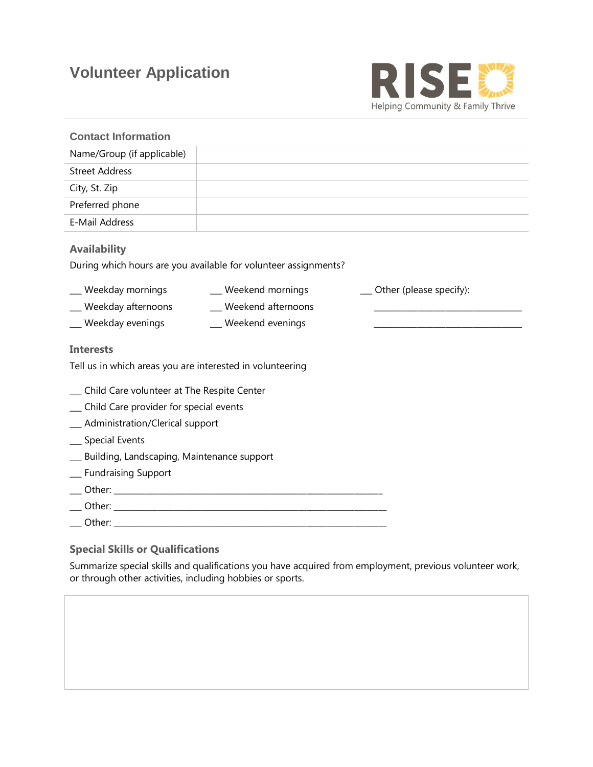# Volunteer Application

RISE
Helping Community & Family Thrive

## Contact Information

| Name/Group (if applicable) | |
|---|---|
| Street Address | |
| City, St. Zip | |
| Preferred phone | |
| E-Mail Address | |

## Availability

During which hours are you available for volunteer assignments?

___ Weekday mornings
___ Weekday afternoons
___ Weekday evenings
___ Weekend mornings
___ Weekend afternoons
___ Weekend evenings
___ Other (please specify):
________________________________
________________________________

## Interests

Tell us in which areas you are interested in volunteering

___ Child Care volunteer at The Respite Center
___ Child Care provider for special events
___ Administration/Clerical support
___ Special Events
___ Building, Landscaping, Maintenance support
___ Fundraising Support
___ Other: ____________________________________________________________
___ Other: ____________________________________________________________
___ Other: ____________________________________________________________

## Special Skills or Qualifications

Summarize special skills and qualifications you have acquired from employment, previous volunteer work, or through other activities, including hobbies or sports.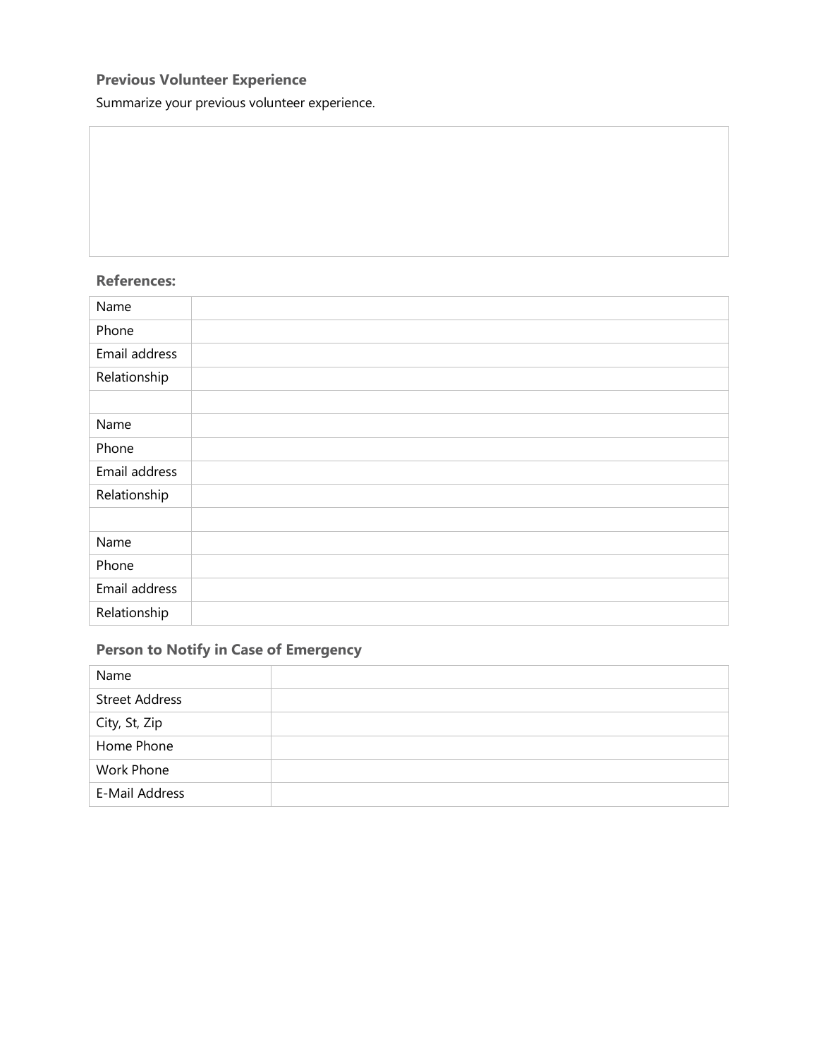### Previous Volunteer Experience

Summarize your previous volunteer experience.

| |
|---|
| |

### References:

| | |
|---|---|
| Name | |
| Phone | |
| Email address | |
| Relationship | |
| | |
| Name | |
| Phone | |
| Email address | |
| Relationship | |
| | |
| Name | |
| Phone | |
| Email address | |
| Relationship | |

### Person to Notify in Case of Emergency

| | |
|---|---|
| Name | |
| Street Address | |
| City, St, Zip | |
| Home Phone | |
| Work Phone | |
| E-Mail Address | |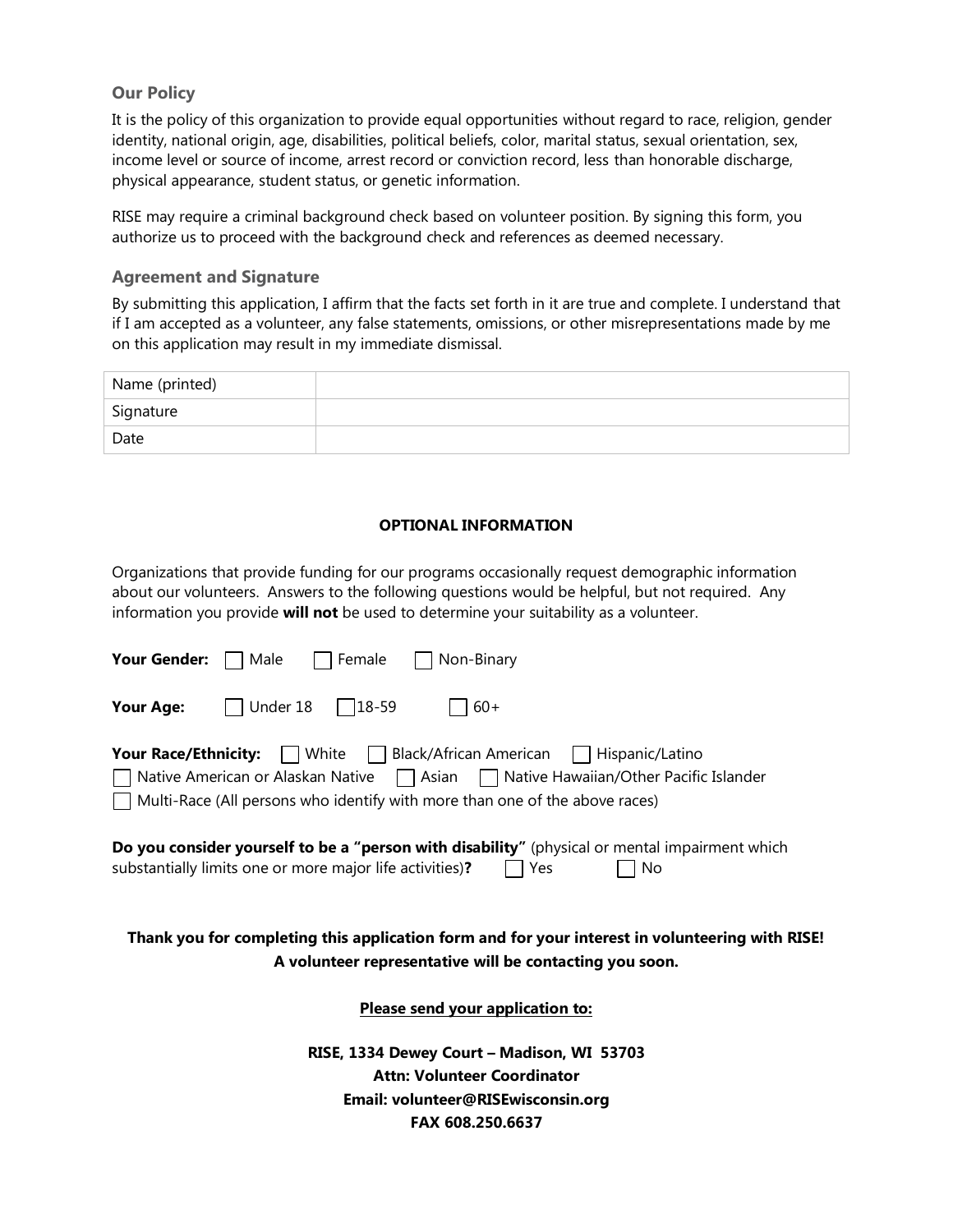### Our Policy

It is the policy of this organization to provide equal opportunities without regard to race, religion, gender identity, national origin, age, disabilities, political beliefs, color, marital status, sexual orientation, sex, income level or source of income, arrest record or conviction record, less than honorable discharge, physical appearance, student status, or genetic information.

RISE may require a criminal background check based on volunteer position. By signing this form, you authorize us to proceed with the background check and references as deemed necessary.

### Agreement and Signature

By submitting this application, I affirm that the facts set forth in it are true and complete. I understand that if I am accepted as a volunteer, any false statements, omissions, or other misrepresentations made by me on this application may result in my immediate dismissal.

| | |
|---|---|
| Name (printed) | |
| Signature | |
| Date | |

**OPTIONAL INFORMATION**

Organizations that provide funding for our programs occasionally request demographic information about our volunteers. Answers to the following questions would be helpful, but not required. Any information you provide **will not** be used to determine your suitability as a volunteer.

**Your Gender:** ☐ Male ☐ Female ☐ Non-Binary

**Your Age:** ☐ Under 18 ☐ 18-59 ☐ 60+

**Your Race/Ethnicity:** ☐ White ☐ Black/African American ☐ Hispanic/Latino
☐ Native American or Alaskan Native ☐ Asian ☐ Native Hawaiian/Other Pacific Islander
☐ Multi-Race (All persons who identify with more than one of the above races)

**Do you consider yourself to be a "person with disability"** (physical or mental impairment which substantially limits one or more major life activities)**?** ☐ Yes ☐ No

**Thank you for completing this application form and for your interest in volunteering with RISE!**
**A volunteer representative will be contacting you soon.**

**Please send your application to:**

**RISE, 1334 Dewey Court – Madison, WI 53703**
**Attn: Volunteer Coordinator**
**Email: volunteer@RISEwisconsin.org**
**FAX 608.250.6637**